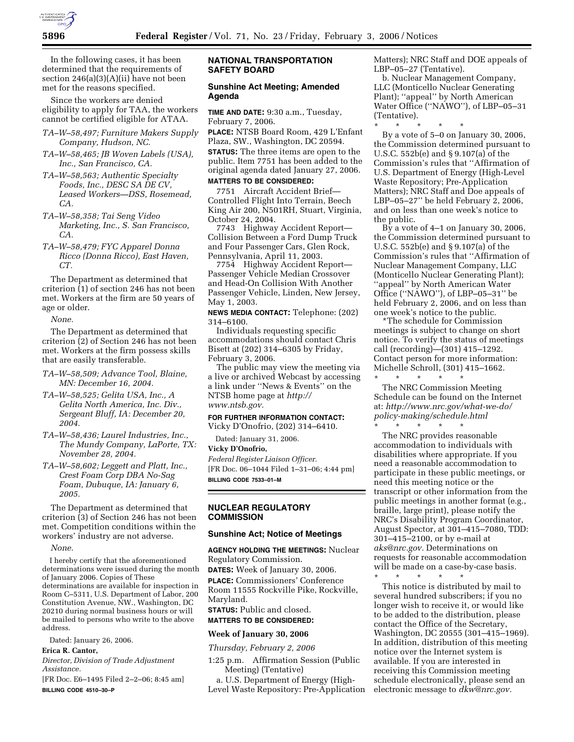In the following cases, it has been determined that the requirements of section 246(a)(3)(A)(ii) have not been met for the reasons specified.

Since the workers are denied eligibility to apply for TAA, the workers cannot be certified eligible for ATAA.

*TA–W–58,497; Furniture Makers Supply Company, Hudson, NC.*

*TA–W–58,465; JB Woven Labels (USA), Inc., San Francisco, CA.*

*TA–W–58,563; Authentic Specialty Foods, Inc., DESC SA DE CV, Leased Workers—DSS, Rosemead, CA.*

*TA–W–58,358; Tai Seng Video Marketing, Inc., S. San Francisco, CA.*

*TA–W–58,479; FYC Apparel Donna Ricco (Donna Ricco), East Haven, CT.*

The Department as determined that criterion (1) of section 246 has not been met. Workers at the firm are 50 years of age or older.

*None.*

The Department as determined that criterion (2) of Section 246 has not been met. Workers at the firm possess skills that are easily transferable.

*TA–W–58,509; Advance Tool, Blaine, MN: December 16, 2004.*

*TA–W–58,525; Gelita USA, Inc., A Gelita North America, Inc. Div., Sergeant Bluff, IA: December 20, 2004.*

*TA–W–58,436; Laurel Industries, Inc., The Mundy Company, LaPorte, TX: November 28, 2004.*

*TA–W–58,602; Leggett and Platt, Inc., Crest Foam Corp DBA No-Sag Foam, Dubuque, IA: January 6, 2005.*

The Department as determined that criterion (3) of Section 246 has not been met. Competition conditions within the workers' industry are not adverse.

*None.*

I hereby certify that the aforementioned determinations were issued during the month of January 2006. Copies of These determinations are available for inspection in Room C–5311, U.S. Department of Labor, 200 Constitution Avenue, NW., Washington, DC 20210 during normal business hours or will be mailed to persons who write to the above address.

Dated: January 26, 2006.

**Erica R. Cantor,**

*Director, Division of Trade Adjustment Assistance.*

[FR Doc. E6–1495 Filed 2–2–06; 8:45 am]

**BILLING CODE 4510–30–P**

## NATIONAL TRANSPORTATION SAFETY BOARD

### Sunshine Act Meeting; Amended Agenda

**TIME AND DATE:** 9:30 a.m., Tuesday, February 7, 2006.

**PLACE:** NTSB Board Room, 429 L'Enfant Plaza, SW., Washington, DC 20594.

**STATUS:** The three items are open to the public. Item 7751 has been added to the original agenda dated January 27, 2006.

**MATTERS TO BE CONSIDERED:**

7751 Aircraft Accident Brief—Controlled Flight Into Terrain, Beech King Air 200, N501RH, Stuart, Virginia, October 24, 2004.

7743 Highway Accident Report—Collision Between a Ford Dump Truck and Four Passenger Cars, Glen Rock, Pennsylvania, April 11, 2003.

7754 Highway Accident Report—Passenger Vehicle Median Crossover and Head-On Collision With Another Passenger Vehicle, Linden, New Jersey, May 1, 2003.

**NEWS MEDIA CONTACT:** Telephone: (202) 314–6100.

Individuals requesting specific accommodations should contact Chris Bisett at (202) 314–6305 by Friday, February 3, 2006.

The public may view the meeting via a live or archived Webcast by accessing a link under ''News & Events'' on the NTSB home page at *http://www.ntsb.gov.*

**FOR FURTHER INFORMATION CONTACT:** Vicky D'Onofrio, (202) 314–6410.

Dated: January 31, 2006.

**Vicky D'Onofrio,**

*Federal Register Liaison Officer.*

[FR Doc. 06–1044 Filed 1–31–06; 4:44 pm]

**BILLING CODE 7533–01–M**

## NUCLEAR REGULATORY COMMISSION

### Sunshine Act; Notice of Meetings

**AGENCY HOLDING THE MEETINGS:** Nuclear Regulatory Commission.

**DATES:** Week of January 30, 2006.

**PLACE:** Commissioners' Conference Room 11555 Rockville Pike, Rockville, Maryland.

**STATUS:** Public and closed.

**MATTERS TO BE CONSIDERED:**

### Week of January 30, 2006

*Thursday, February 2, 2006*

1:25 p.m. Affirmation Session (Public Meeting) (Tentative)

a. U.S. Department of Energy (High-Level Waste Repository: Pre-Application Matters); NRC Staff and DOE appeals of LBP–05–27 (Tentative).

b. Nuclear Management Company, LLC (Monticello Nuclear Generating Plant); ''appeal'' by North American Water Office (''NAWO''), of LBP–05–31 (Tentative).

\* \* \* \* \*

By a vote of 5–0 on January 30, 2006, the Commission determined pursuant to U.S.C. 552b(e) and § 9.107(a) of the Commission's rules that ''Affirmation of U.S. Department of Energy (High-Level Waste Repository; Pre-Application Matters); NRC Staff and Doe appeals of LBP–05–27'' be held February 2, 2006, and on less than one week's notice to the public.

By a vote of 4–1 on January 30, 2006, the Commission determined pursuant to U.S.C. 552b(e) and § 9.107(a) of the Commission's rules that ''Affirmation of Nuclear Management Company, LLC (Monticello Nuclear Generating Plant); ''appeal'' by North American Water Office (''NAWO''), of LBP–05–31'' be held February 2, 2006, and on less than one week's notice to the public.

\*The schedule for Commission meetings is subject to change on short notice. To verify the status of meetings call (recording)—(301) 415–1292. Contact person for more information: Michelle Schroll, (301) 415–1662.

\* \* \* \* \*

The NRC Commission Meeting Schedule can be found on the Internet at: *http://www.nrc.gov/what-we-do/policy-making/schedule.html*

\* \* \* \* \*

The NRC provides reasonable accommodation to individuals with disabilities where appropriate. If you need a reasonable accommodation to participate in these public meetings, or need this meeting notice or the transcript or other information from the public meetings in another format (e.g., braille, large print), please notify the NRC's Disability Program Coordinator, August Spector, at 301–415–7080, TDD: 301–415–2100, or by e-mail at *aks@nrc.gov.* Determinations on requests for reasonable accommodation will be made on a case-by-case basis.

\* \* \* \* \*

This notice is distributed by mail to several hundred subscribers; if you no longer wish to receive it, or would like to be added to the distribution, please contact the Office of the Secretary, Washington, DC 20555 (301–415–1969). In addition, distribution of this meeting notice over the Internet system is available. If you are interested in receiving this Commission meeting schedule electronically, please send an electronic message to *dkw@nrc.gov.*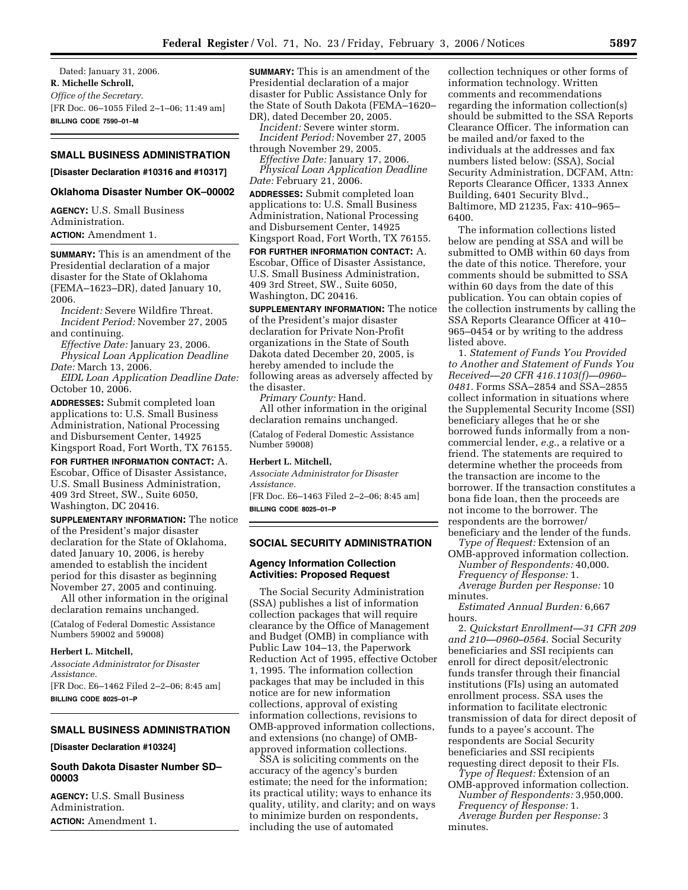Dated: January 31, 2006.

**R. Michelle Schroll,**

*Office of the Secretary.*

[FR Doc. 06–1055 Filed 2–1–06; 11:49 am]

**BILLING CODE 7590–01–M**

## SMALL BUSINESS ADMINISTRATION

**[Disaster Declaration #10316 and #10317]**

### Oklahoma Disaster Number OK–00002

**AGENCY:** U.S. Small Business Administration.

**ACTION:** Amendment 1.

**SUMMARY:** This is an amendment of the Presidential declaration of a major disaster for the State of Oklahoma (FEMA–1623–DR), dated January 10, 2006.

*Incident:* Severe Wildfire Threat.

*Incident Period:* November 27, 2005 and continuing.

*Effective Date:* January 23, 2006.

*Physical Loan Application Deadline Date:* March 13, 2006.

*EIDL Loan Application Deadline Date:* October 10, 2006.

**ADDRESSES:** Submit completed loan applications to: U.S. Small Business Administration, National Processing and Disbursement Center, 14925 Kingsport Road, Fort Worth, TX 76155.

**FOR FURTHER INFORMATION CONTACT:** A. Escobar, Office of Disaster Assistance, U.S. Small Business Administration, 409 3rd Street, SW., Suite 6050, Washington, DC 20416.

**SUPPLEMENTARY INFORMATION:** The notice of the President's major disaster declaration for the State of Oklahoma, dated January 10, 2006, is hereby amended to establish the incident period for this disaster as beginning November 27, 2005 and continuing.

All other information in the original declaration remains unchanged.

(Catalog of Federal Domestic Assistance Numbers 59002 and 59008)

**Herbert L. Mitchell,**

*Associate Administrator for Disaster Assistance.*

[FR Doc. E6–1462 Filed 2–2–06; 8:45 am]

**BILLING CODE 8025–01–P**

## SMALL BUSINESS ADMINISTRATION

**[Disaster Declaration #10324]**

### South Dakota Disaster Number SD–00003

**AGENCY:** U.S. Small Business Administration.

**ACTION:** Amendment 1.

**SUMMARY:** This is an amendment of the Presidential declaration of a major disaster for Public Assistance Only for the State of South Dakota (FEMA–1620–DR), dated December 20, 2005.

*Incident:* Severe winter storm.

*Incident Period:* November 27, 2005 through November 29, 2005.

*Effective Date:* January 17, 2006.

*Physical Loan Application Deadline Date:* February 21, 2006.

**ADDRESSES:** Submit completed loan applications to: U.S. Small Business Administration, National Processing and Disbursement Center, 14925 Kingsport Road, Fort Worth, TX 76155.

**FOR FURTHER INFORMATION CONTACT:** A. Escobar, Office of Disaster Assistance, U.S. Small Business Administration, 409 3rd Street, SW., Suite 6050, Washington, DC 20416.

**SUPPLEMENTARY INFORMATION:** The notice of the President's major disaster declaration for Private Non-Profit organizations in the State of South Dakota dated December 20, 2005, is hereby amended to include the following areas as adversely affected by the disaster.

*Primary County:* Hand.

All other information in the original declaration remains unchanged.

(Catalog of Federal Domestic Assistance Number 59008)

**Herbert L. Mitchell,**

*Associate Administrator for Disaster Assistance.*

[FR Doc. E6–1463 Filed 2–2–06; 8:45 am]

**BILLING CODE 8025–01–P**

## SOCIAL SECURITY ADMINISTRATION

### Agency Information Collection Activities: Proposed Request

The Social Security Administration (SSA) publishes a list of information collection packages that will require clearance by the Office of Management and Budget (OMB) in compliance with Public Law 104–13, the Paperwork Reduction Act of 1995, effective October 1, 1995. The information collection packages that may be included in this notice are for new information collections, approval of existing information collections, revisions to OMB-approved information collections, and extensions (no change) of OMB-approved information collections.

SSA is soliciting comments on the accuracy of the agency's burden estimate; the need for the information; its practical utility; ways to enhance its quality, utility, and clarity; and on ways to minimize burden on respondents, including the use of automated collection techniques or other forms of information technology. Written comments and recommendations regarding the information collection(s) should be submitted to the SSA Reports Clearance Officer. The information can be mailed and/or faxed to the individuals at the addresses and fax numbers listed below: (SSA), Social Security Administration, DCFAM, Attn: Reports Clearance Officer, 1333 Annex Building, 6401 Security Blvd., Baltimore, MD 21235, Fax: 410–965–6400.

The information collections listed below are pending at SSA and will be submitted to OMB within 60 days from the date of this notice. Therefore, your comments should be submitted to SSA within 60 days from the date of this publication. You can obtain copies of the collection instruments by calling the SSA Reports Clearance Officer at 410–965–0454 or by writing to the address listed above.

1. *Statement of Funds You Provided to Another and Statement of Funds You Received—20 CFR 416.1103(f)—0960–0481.* Forms SSA–2854 and SSA–2855 collect information in situations where the Supplemental Security Income (SSI) beneficiary alleges that he or she borrowed funds informally from a non-commercial lender, *e.g.*, a relative or a friend. The statements are required to determine whether the proceeds from the transaction are income to the borrower. If the transaction constitutes a bona fide loan, then the proceeds are not income to the borrower. The respondents are the borrower/beneficiary and the lender of the funds.

*Type of Request:* Extension of an OMB-approved information collection.

*Number of Respondents:* 40,000.

*Frequency of Response:* 1.

*Average Burden per Response:* 10 minutes.

*Estimated Annual Burden:* 6,667 hours.

2. *Quickstart Enrollment—31 CFR 209 and 210—0960–0564.* Social Security beneficiaries and SSI recipients can enroll for direct deposit/electronic funds transfer through their financial institutions (FIs) using an automated enrollment process. SSA uses the information to facilitate electronic transmission of data for direct deposit of funds to a payee's account. The respondents are Social Security beneficiaries and SSI recipients requesting direct deposit to their FIs.

*Type of Request:* Extension of an OMB-approved information collection.

*Number of Respondents:* 3,950,000.

*Frequency of Response:* 1.

*Average Burden per Response:* 3 minutes.